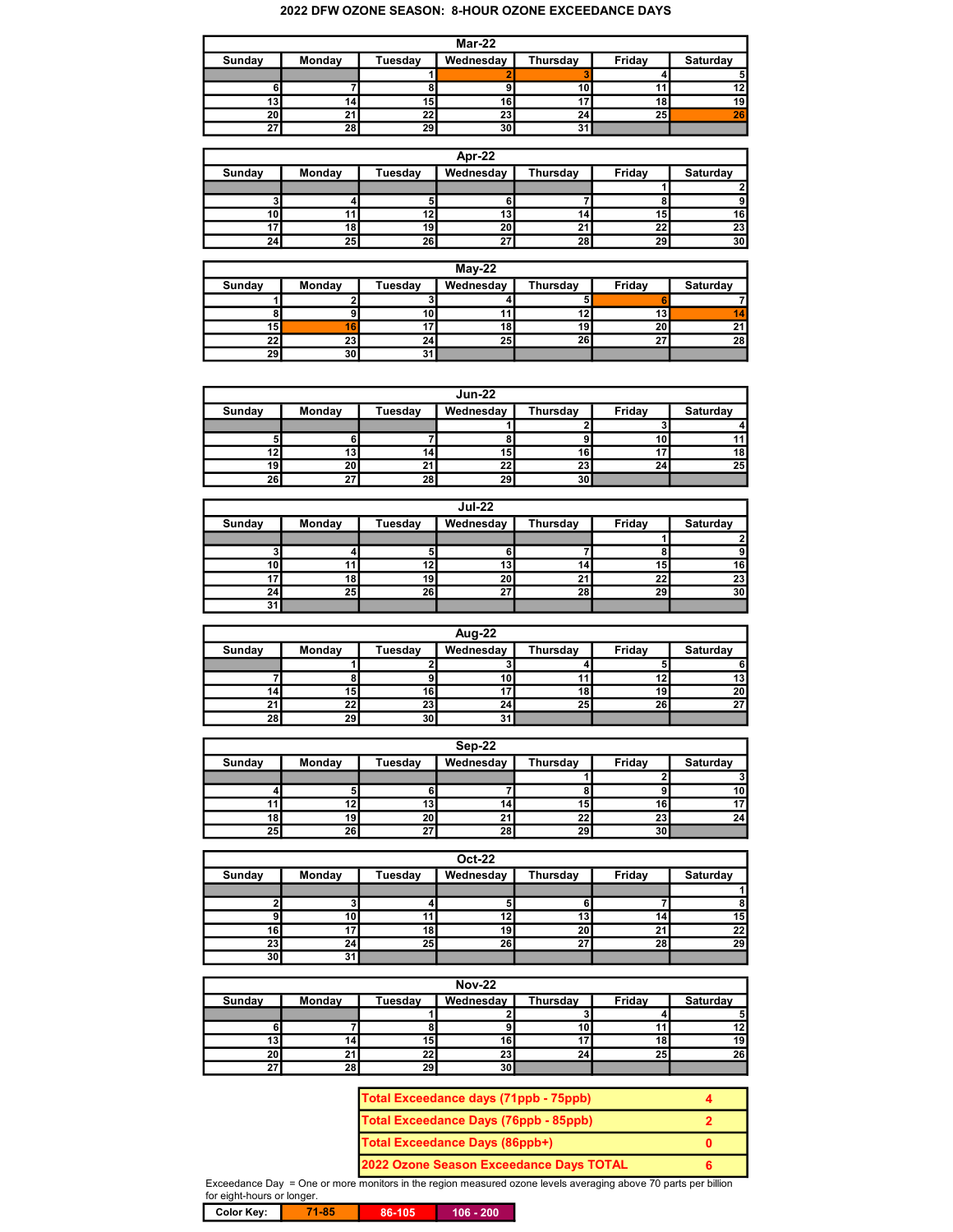# 2022 DFW OZONE SEASON: 8-HOUR OZONE EXCEEDANCE DAYS

**Mar-22**

| Sunday | Monday | Tuesday | Wednesday | Thursday | Friday | Saturday |
|---|---|---|---|---|---|---|
| | | 1 | 2 | 3 | 4 | 5 |
| 6 | 7 | 8 | 9 | 10 | 11 | 12 |
| 13 | 14 | 15 | 16 | 17 | 18 | 19 |
| 20 | 21 | 22 | 23 | 24 | 25 | 26 |
| 27 | 28 | 29 | 30 | 31 | | |

**Apr-22**

| Sunday | Monday | Tuesday | Wednesday | Thursday | Friday | Saturday |
|---|---|---|---|---|---|---|
| | | | | | 1 | 2 |
| 3 | 4 | 5 | 6 | 7 | 8 | 9 |
| 10 | 11 | 12 | 13 | 14 | 15 | 16 |
| 17 | 18 | 19 | 20 | 21 | 22 | 23 |
| 24 | 25 | 26 | 27 | 28 | 29 | 30 |

**May-22**

| Sunday | Monday | Tuesday | Wednesday | Thursday | Friday | Saturday |
|---|---|---|---|---|---|---|
| 1 | 2 | 3 | 4 | 5 | 6 | 7 |
| 8 | 9 | 10 | 11 | 12 | 13 | 14 |
| 15 | 16 | 17 | 18 | 19 | 20 | 21 |
| 22 | 23 | 24 | 25 | 26 | 27 | 28 |
| 29 | 30 | 31 | | | | |

**Jun-22**

| Sunday | Monday | Tuesday | Wednesday | Thursday | Friday | Saturday |
|---|---|---|---|---|---|---|
| | | | 1 | 2 | 3 | 4 |
| 5 | 6 | 7 | 8 | 9 | 10 | 11 |
| 12 | 13 | 14 | 15 | 16 | 17 | 18 |
| 19 | 20 | 21 | 22 | 23 | 24 | 25 |
| 26 | 27 | 28 | 29 | 30 | | |

**Jul-22**

| Sunday | Monday | Tuesday | Wednesday | Thursday | Friday | Saturday |
|---|---|---|---|---|---|---|
| | | | | | 1 | 2 |
| 3 | 4 | 5 | 6 | 7 | 8 | 9 |
| 10 | 11 | 12 | 13 | 14 | 15 | 16 |
| 17 | 18 | 19 | 20 | 21 | 22 | 23 |
| 24 | 25 | 26 | 27 | 28 | 29 | 30 |
| 31 | | | | | | |

**Aug-22**

| Sunday | Monday | Tuesday | Wednesday | Thursday | Friday | Saturday |
|---|---|---|---|---|---|---|
| | 1 | 2 | 3 | 4 | 5 | 6 |
| 7 | 8 | 9 | 10 | 11 | 12 | 13 |
| 14 | 15 | 16 | 17 | 18 | 19 | 20 |
| 21 | 22 | 23 | 24 | 25 | 26 | 27 |
| 28 | 29 | 30 | 31 | | | |

**Sep-22**

| Sunday | Monday | Tuesday | Wednesday | Thursday | Friday | Saturday |
|---|---|---|---|---|---|---|
| | | | | 1 | 2 | 3 |
| 4 | 5 | 6 | 7 | 8 | 9 | 10 |
| 11 | 12 | 13 | 14 | 15 | 16 | 17 |
| 18 | 19 | 20 | 21 | 22 | 23 | 24 |
| 25 | 26 | 27 | 28 | 29 | 30 | |

**Oct-22**

| Sunday | Monday | Tuesday | Wednesday | Thursday | Friday | Saturday |
|---|---|---|---|---|---|---|
| | | | | | | 1 |
| 2 | 3 | 4 | 5 | 6 | 7 | 8 |
| 9 | 10 | 11 | 12 | 13 | 14 | 15 |
| 16 | 17 | 18 | 19 | 20 | 21 | 22 |
| 23 | 24 | 25 | 26 | 27 | 28 | 29 |
| 30 | 31 | | | | | |

**Nov-22**

| Sunday | Monday | Tuesday | Wednesday | Thursday | Friday | Saturday |
|---|---|---|---|---|---|---|
| | | 1 | 2 | 3 | 4 | 5 |
| 6 | 7 | 8 | 9 | 10 | 11 | 12 |
| 13 | 14 | 15 | 16 | 17 | 18 | 19 |
| 20 | 21 | 22 | 23 | 24 | 25 | 26 |
| 27 | 28 | 29 | 30 | | | |

| | |
|---|---|
| Total Exceedance days (71ppb - 75ppb) | 4 |
| Total Exceedance Days (76ppb - 85ppb) | 2 |
| Total Exceedance Days (86ppb+) | 0 |
| 2022 Ozone Season Exceedance Days TOTAL | 6 |

Exceedance Day = One or more monitors in the region measured ozone levels averaging above 70 parts per billion for eight-hours or longer.

| Color Key: | 71-85 | 86-105 | 106 - 200 |
|---|---|---|---|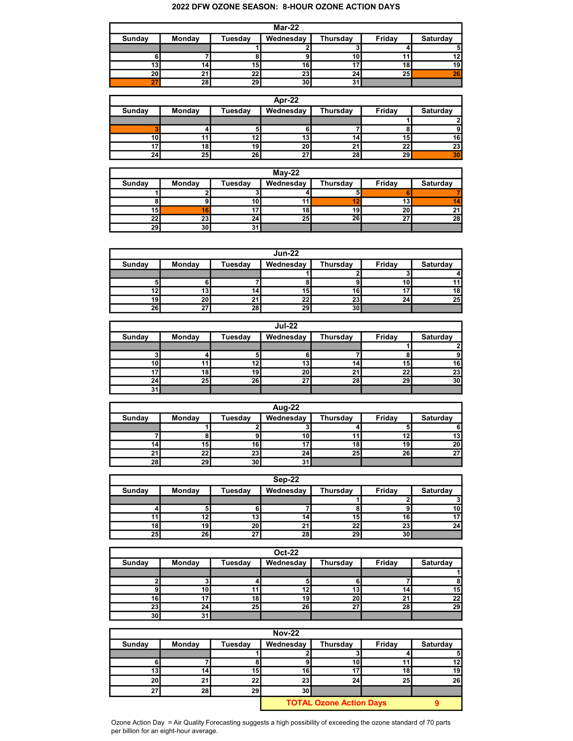# 2022 DFW OZONE SEASON: 8-HOUR OZONE ACTION DAYS

| Mar-22 | | | | | | |
|---|---|---|---|---|---|---|
| Sunday | Monday | Tuesday | Wednesday | Thursday | Friday | Saturday |
| | | 1 | 2 | 3 | 4 | 5 |
| 6 | 7 | 8 | 9 | 10 | 11 | 12 |
| 13 | 14 | 15 | 16 | 17 | 18 | 19 |
| 20 | 21 | 22 | 23 | 24 | 25 | 26 |
| 27 | 28 | 29 | 30 | 31 | | |

| Apr-22 | | | | | | |
|---|---|---|---|---|---|---|
| Sunday | Monday | Tuesday | Wednesday | Thursday | Friday | Saturday |
| | | | | | 1 | 2 |
| 3 | 4 | 5 | 6 | 7 | 8 | 9 |
| 10 | 11 | 12 | 13 | 14 | 15 | 16 |
| 17 | 18 | 19 | 20 | 21 | 22 | 23 |
| 24 | 25 | 26 | 27 | 28 | 29 | 30 |

| May-22 | | | | | | |
|---|---|---|---|---|---|---|
| Sunday | Monday | Tuesday | Wednesday | Thursday | Friday | Saturday |
| 1 | 2 | 3 | 4 | 5 | 6 | 7 |
| 8 | 9 | 10 | 11 | 12 | 13 | 14 |
| 15 | 16 | 17 | 18 | 19 | 20 | 21 |
| 22 | 23 | 24 | 25 | 26 | 27 | 28 |
| 29 | 30 | 31 | | | | |

| Jun-22 | | | | | | |
|---|---|---|---|---|---|---|
| Sunday | Monday | Tuesday | Wednesday | Thursday | Friday | Saturday |
| | | | 1 | 2 | 3 | 4 |
| 5 | 6 | 7 | 8 | 9 | 10 | 11 |
| 12 | 13 | 14 | 15 | 16 | 17 | 18 |
| 19 | 20 | 21 | 22 | 23 | 24 | 25 |
| 26 | 27 | 28 | 29 | 30 | | |

| Jul-22 | | | | | | |
|---|---|---|---|---|---|---|
| Sunday | Monday | Tuesday | Wednesday | Thursday | Friday | Saturday |
| | | | | | 1 | 2 |
| 3 | 4 | 5 | 6 | 7 | 8 | 9 |
| 10 | 11 | 12 | 13 | 14 | 15 | 16 |
| 17 | 18 | 19 | 20 | 21 | 22 | 23 |
| 24 | 25 | 26 | 27 | 28 | 29 | 30 |
| 31 | | | | | | |

| Aug-22 | | | | | | |
|---|---|---|---|---|---|---|
| Sunday | Monday | Tuesday | Wednesday | Thursday | Friday | Saturday |
| | 1 | 2 | 3 | 4 | 5 | 6 |
| 7 | 8 | 9 | 10 | 11 | 12 | 13 |
| 14 | 15 | 16 | 17 | 18 | 19 | 20 |
| 21 | 22 | 23 | 24 | 25 | 26 | 27 |
| 28 | 29 | 30 | 31 | | | |

| Sep-22 | | | | | | |
|---|---|---|---|---|---|---|
| Sunday | Monday | Tuesday | Wednesday | Thursday | Friday | Saturday |
| | | | | 1 | 2 | 3 |
| 4 | 5 | 6 | 7 | 8 | 9 | 10 |
| 11 | 12 | 13 | 14 | 15 | 16 | 17 |
| 18 | 19 | 20 | 21 | 22 | 23 | 24 |
| 25 | 26 | 27 | 28 | 29 | 30 | |

| Oct-22 | | | | | | |
|---|---|---|---|---|---|---|
| Sunday | Monday | Tuesday | Wednesday | Thursday | Friday | Saturday |
| | | | | | | 1 |
| 2 | 3 | 4 | 5 | 6 | 7 | 8 |
| 9 | 10 | 11 | 12 | 13 | 14 | 15 |
| 16 | 17 | 18 | 19 | 20 | 21 | 22 |
| 23 | 24 | 25 | 26 | 27 | 28 | 29 |
| 30 | 31 | | | | | |

| Nov-22 | | | | | | |
|---|---|---|---|---|---|---|
| Sunday | Monday | Tuesday | Wednesday | Thursday | Friday | Saturday |
| | | 1 | 2 | 3 | 4 | 5 |
| 6 | 7 | 8 | 9 | 10 | 11 | 12 |
| 13 | 14 | 15 | 16 | 17 | 18 | 19 |
| 20 | 21 | 22 | 23 | 24 | 25 | 26 |
| 27 | 28 | 29 | 30 | | | |

**TOTAL Ozone Action Days 9**

Ozone Action Day = Air Quality Forecasting suggests a high possibility of exceeding the ozone standard of 70 parts per billion for an eight-hour average.